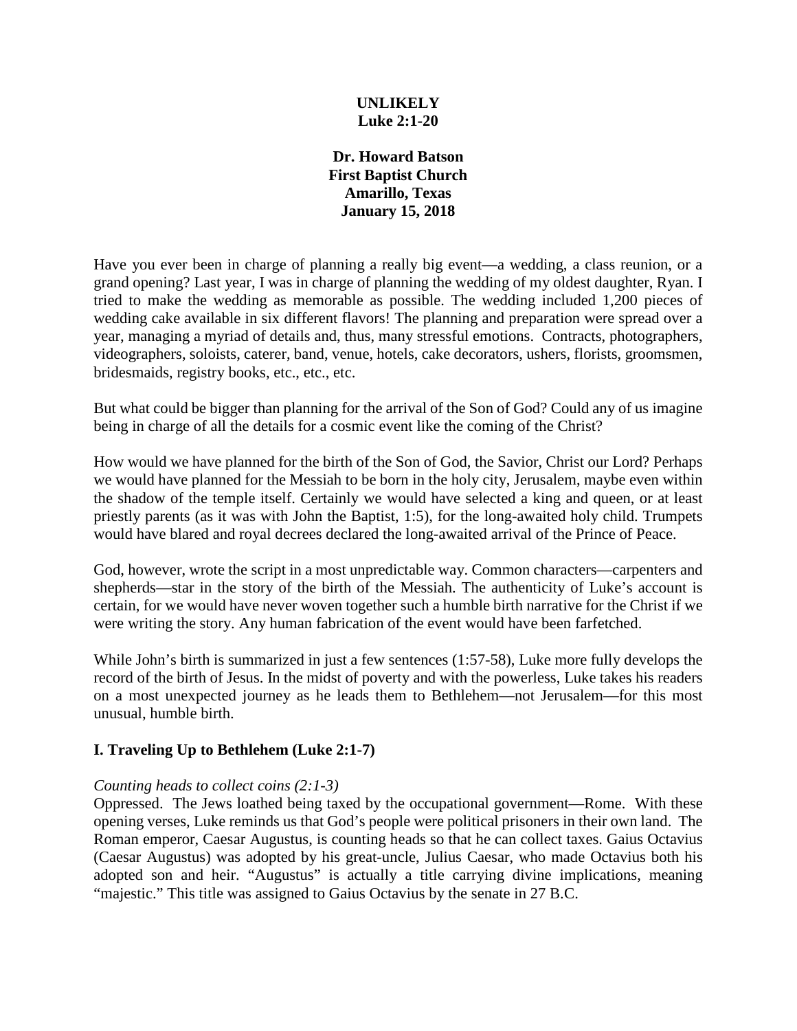**UNLIKELY**
**Luke 2:1-20**

**Dr. Howard Batson**
**First Baptist Church**
**Amarillo, Texas**
**January 15, 2018**

Have you ever been in charge of planning a really big event—a wedding, a class reunion, or a grand opening? Last year, I was in charge of planning the wedding of my oldest daughter, Ryan. I tried to make the wedding as memorable as possible. The wedding included 1,200 pieces of wedding cake available in six different flavors! The planning and preparation were spread over a year, managing a myriad of details and, thus, many stressful emotions. Contracts, photographers, videographers, soloists, caterer, band, venue, hotels, cake decorators, ushers, florists, groomsmen, bridesmaids, registry books, etc., etc., etc.

But what could be bigger than planning for the arrival of the Son of God? Could any of us imagine being in charge of all the details for a cosmic event like the coming of the Christ?

How would we have planned for the birth of the Son of God, the Savior, Christ our Lord? Perhaps we would have planned for the Messiah to be born in the holy city, Jerusalem, maybe even within the shadow of the temple itself. Certainly we would have selected a king and queen, or at least priestly parents (as it was with John the Baptist, 1:5), for the long-awaited holy child. Trumpets would have blared and royal decrees declared the long-awaited arrival of the Prince of Peace.

God, however, wrote the script in a most unpredictable way. Common characters—carpenters and shepherds—star in the story of the birth of the Messiah. The authenticity of Luke's account is certain, for we would have never woven together such a humble birth narrative for the Christ if we were writing the story. Any human fabrication of the event would have been farfetched.

While John's birth is summarized in just a few sentences (1:57-58), Luke more fully develops the record of the birth of Jesus. In the midst of poverty and with the powerless, Luke takes his readers on a most unexpected journey as he leads them to Bethlehem—not Jerusalem—for this most unusual, humble birth.

## I. Traveling Up to Bethlehem (Luke 2:1-7)

*Counting heads to collect coins (2:1-3)*

Oppressed. The Jews loathed being taxed by the occupational government—Rome. With these opening verses, Luke reminds us that God's people were political prisoners in their own land. The Roman emperor, Caesar Augustus, is counting heads so that he can collect taxes. Gaius Octavius (Caesar Augustus) was adopted by his great-uncle, Julius Caesar, who made Octavius both his adopted son and heir. "Augustus" is actually a title carrying divine implications, meaning "majestic." This title was assigned to Gaius Octavius by the senate in 27 B.C.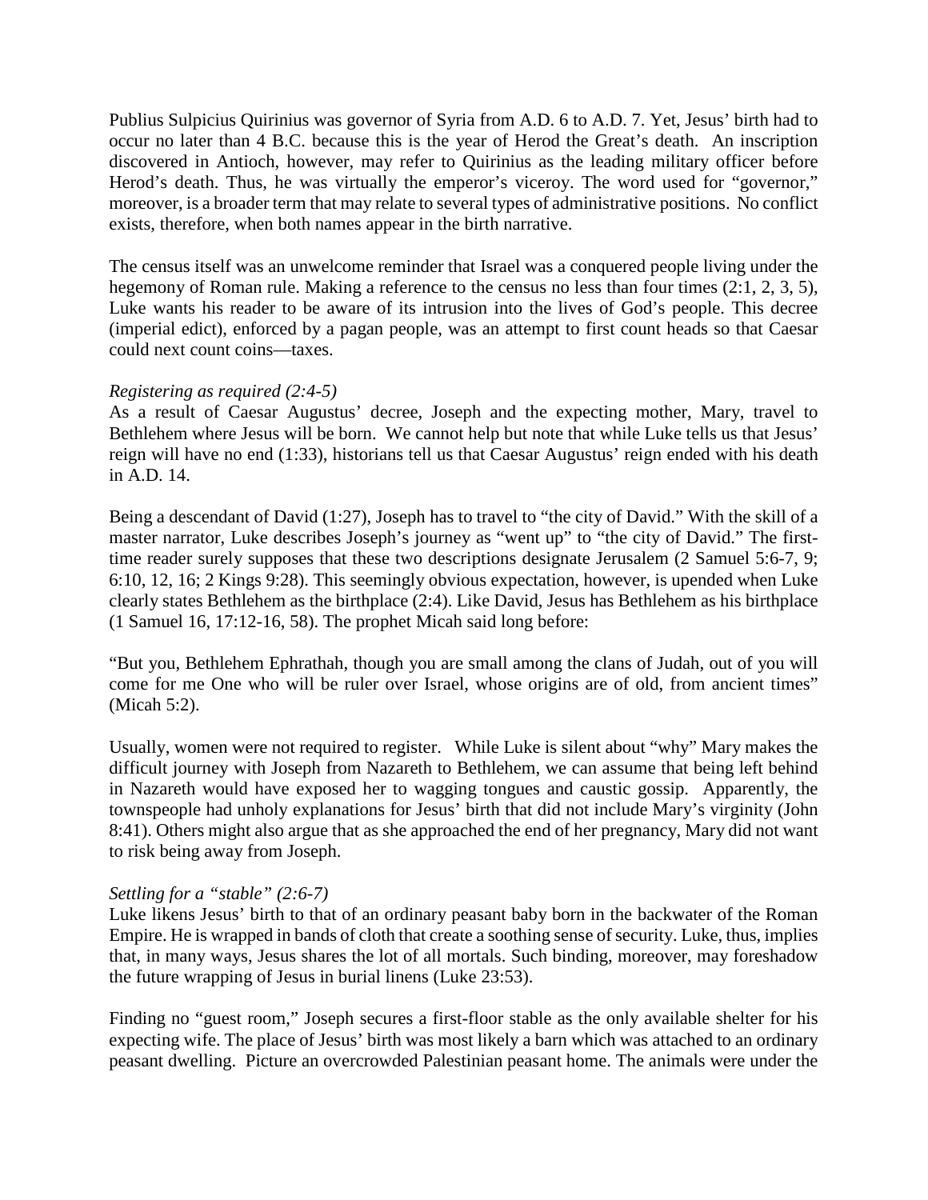Publius Sulpicius Quirinius was governor of Syria from A.D. 6 to A.D. 7. Yet, Jesus' birth had to occur no later than 4 B.C. because this is the year of Herod the Great's death. An inscription discovered in Antioch, however, may refer to Quirinius as the leading military officer before Herod's death. Thus, he was virtually the emperor's viceroy. The word used for "governor," moreover, is a broader term that may relate to several types of administrative positions. No conflict exists, therefore, when both names appear in the birth narrative.

The census itself was an unwelcome reminder that Israel was a conquered people living under the hegemony of Roman rule. Making a reference to the census no less than four times (2:1, 2, 3, 5), Luke wants his reader to be aware of its intrusion into the lives of God's people. This decree (imperial edict), enforced by a pagan people, was an attempt to first count heads so that Caesar could next count coins—taxes.

*Registering as required (2:4-5)*

As a result of Caesar Augustus' decree, Joseph and the expecting mother, Mary, travel to Bethlehem where Jesus will be born. We cannot help but note that while Luke tells us that Jesus' reign will have no end (1:33), historians tell us that Caesar Augustus' reign ended with his death in A.D. 14.

Being a descendant of David (1:27), Joseph has to travel to "the city of David." With the skill of a master narrator, Luke describes Joseph's journey as "went up" to "the city of David." The first-time reader surely supposes that these two descriptions designate Jerusalem (2 Samuel 5:6-7, 9; 6:10, 12, 16; 2 Kings 9:28). This seemingly obvious expectation, however, is upended when Luke clearly states Bethlehem as the birthplace (2:4). Like David, Jesus has Bethlehem as his birthplace (1 Samuel 16, 17:12-16, 58). The prophet Micah said long before:

"But you, Bethlehem Ephrathah, though you are small among the clans of Judah, out of you will come for me One who will be ruler over Israel, whose origins are of old, from ancient times" (Micah 5:2).

Usually, women were not required to register. While Luke is silent about "why" Mary makes the difficult journey with Joseph from Nazareth to Bethlehem, we can assume that being left behind in Nazareth would have exposed her to wagging tongues and caustic gossip. Apparently, the townspeople had unholy explanations for Jesus' birth that did not include Mary's virginity (John 8:41). Others might also argue that as she approached the end of her pregnancy, Mary did not want to risk being away from Joseph.

*Settling for a "stable" (2:6-7)*

Luke likens Jesus' birth to that of an ordinary peasant baby born in the backwater of the Roman Empire. He is wrapped in bands of cloth that create a soothing sense of security. Luke, thus, implies that, in many ways, Jesus shares the lot of all mortals. Such binding, moreover, may foreshadow the future wrapping of Jesus in burial linens (Luke 23:53).

Finding no "guest room," Joseph secures a first-floor stable as the only available shelter for his expecting wife. The place of Jesus' birth was most likely a barn which was attached to an ordinary peasant dwelling. Picture an overcrowded Palestinian peasant home. The animals were under the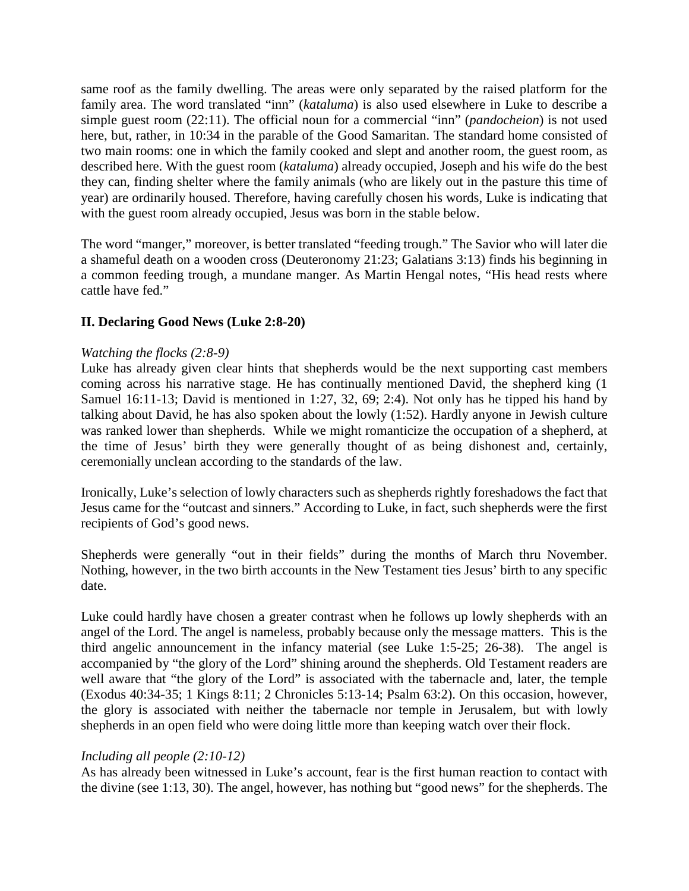same roof as the family dwelling. The areas were only separated by the raised platform for the family area. The word translated "inn" (*kataluma*) is also used elsewhere in Luke to describe a simple guest room (22:11). The official noun for a commercial "inn" (*pandocheion*) is not used here, but, rather, in 10:34 in the parable of the Good Samaritan. The standard home consisted of two main rooms: one in which the family cooked and slept and another room, the guest room, as described here. With the guest room (*kataluma*) already occupied, Joseph and his wife do the best they can, finding shelter where the family animals (who are likely out in the pasture this time of year) are ordinarily housed. Therefore, having carefully chosen his words, Luke is indicating that with the guest room already occupied, Jesus was born in the stable below.

The word "manger," moreover, is better translated "feeding trough." The Savior who will later die a shameful death on a wooden cross (Deuteronomy 21:23; Galatians 3:13) finds his beginning in a common feeding trough, a mundane manger. As Martin Hengal notes, "His head rests where cattle have fed."

**II. Declaring Good News (Luke 2:8-20)**

*Watching the flocks (2:8-9)*

Luke has already given clear hints that shepherds would be the next supporting cast members coming across his narrative stage. He has continually mentioned David, the shepherd king (1 Samuel 16:11-13; David is mentioned in 1:27, 32, 69; 2:4). Not only has he tipped his hand by talking about David, he has also spoken about the lowly (1:52). Hardly anyone in Jewish culture was ranked lower than shepherds. While we might romanticize the occupation of a shepherd, at the time of Jesus' birth they were generally thought of as being dishonest and, certainly, ceremonially unclean according to the standards of the law.

Ironically, Luke's selection of lowly characters such as shepherds rightly foreshadows the fact that Jesus came for the "outcast and sinners." According to Luke, in fact, such shepherds were the first recipients of God's good news.

Shepherds were generally "out in their fields" during the months of March thru November. Nothing, however, in the two birth accounts in the New Testament ties Jesus' birth to any specific date.

Luke could hardly have chosen a greater contrast when he follows up lowly shepherds with an angel of the Lord. The angel is nameless, probably because only the message matters. This is the third angelic announcement in the infancy material (see Luke 1:5-25; 26-38). The angel is accompanied by "the glory of the Lord" shining around the shepherds. Old Testament readers are well aware that "the glory of the Lord" is associated with the tabernacle and, later, the temple (Exodus 40:34-35; 1 Kings 8:11; 2 Chronicles 5:13-14; Psalm 63:2). On this occasion, however, the glory is associated with neither the tabernacle nor temple in Jerusalem, but with lowly shepherds in an open field who were doing little more than keeping watch over their flock.

*Including all people (2:10-12)*

As has already been witnessed in Luke's account, fear is the first human reaction to contact with the divine (see 1:13, 30). The angel, however, has nothing but "good news" for the shepherds. The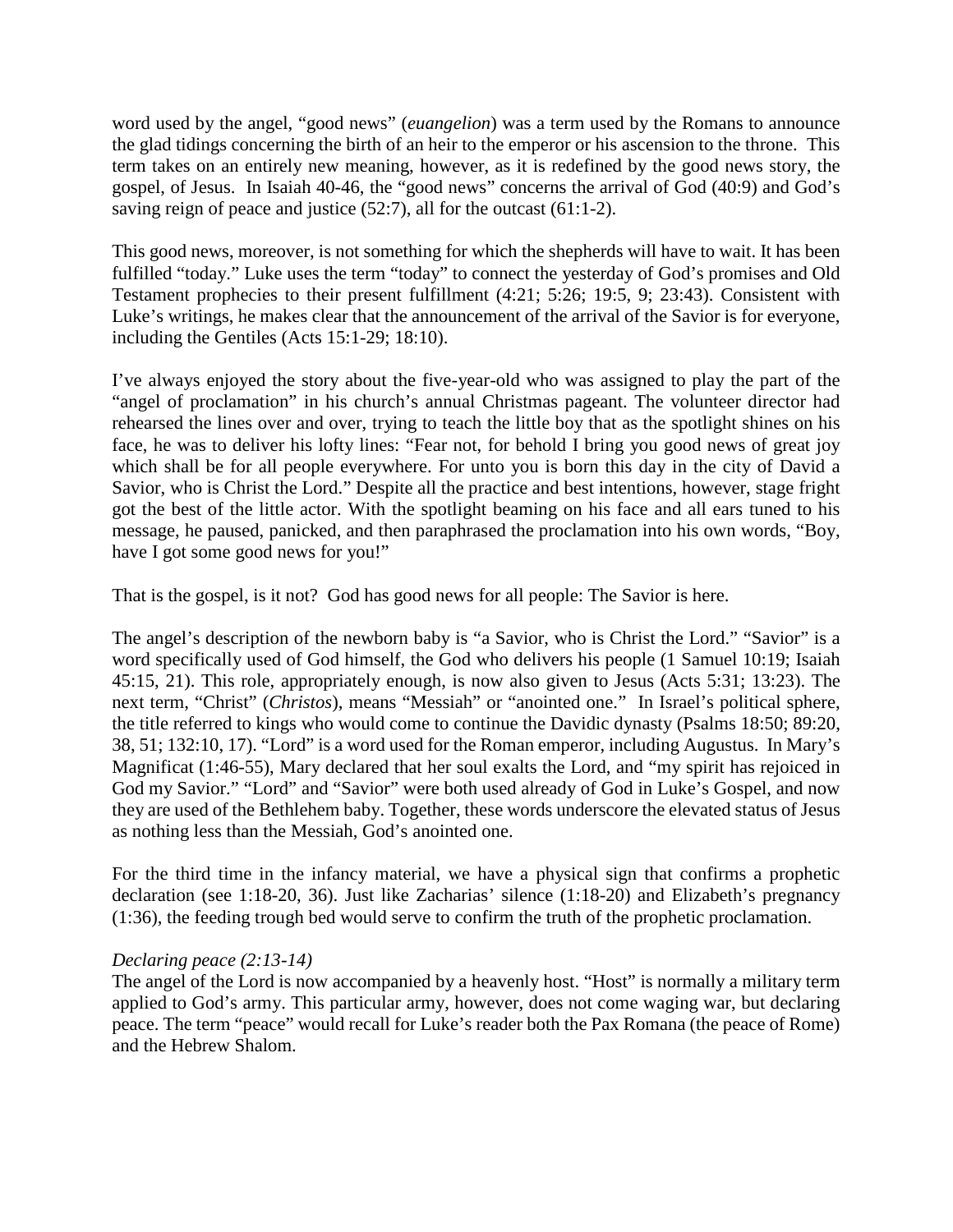word used by the angel, "good news" (*euangelion*) was a term used by the Romans to announce the glad tidings concerning the birth of an heir to the emperor or his ascension to the throne. This term takes on an entirely new meaning, however, as it is redefined by the good news story, the gospel, of Jesus. In Isaiah 40-46, the "good news" concerns the arrival of God (40:9) and God's saving reign of peace and justice (52:7), all for the outcast (61:1-2).

This good news, moreover, is not something for which the shepherds will have to wait. It has been fulfilled "today." Luke uses the term "today" to connect the yesterday of God's promises and Old Testament prophecies to their present fulfillment (4:21; 5:26; 19:5, 9; 23:43). Consistent with Luke's writings, he makes clear that the announcement of the arrival of the Savior is for everyone, including the Gentiles (Acts 15:1-29; 18:10).

I've always enjoyed the story about the five-year-old who was assigned to play the part of the "angel of proclamation" in his church's annual Christmas pageant. The volunteer director had rehearsed the lines over and over, trying to teach the little boy that as the spotlight shines on his face, he was to deliver his lofty lines: "Fear not, for behold I bring you good news of great joy which shall be for all people everywhere. For unto you is born this day in the city of David a Savior, who is Christ the Lord." Despite all the practice and best intentions, however, stage fright got the best of the little actor. With the spotlight beaming on his face and all ears tuned to his message, he paused, panicked, and then paraphrased the proclamation into his own words, "Boy, have I got some good news for you!"

That is the gospel, is it not? God has good news for all people: The Savior is here.

The angel's description of the newborn baby is "a Savior, who is Christ the Lord." "Savior" is a word specifically used of God himself, the God who delivers his people (1 Samuel 10:19; Isaiah 45:15, 21). This role, appropriately enough, is now also given to Jesus (Acts 5:31; 13:23). The next term, "Christ" (*Christos*), means "Messiah" or "anointed one." In Israel's political sphere, the title referred to kings who would come to continue the Davidic dynasty (Psalms 18:50; 89:20, 38, 51; 132:10, 17). "Lord" is a word used for the Roman emperor, including Augustus. In Mary's Magnificat (1:46-55), Mary declared that her soul exalts the Lord, and "my spirit has rejoiced in God my Savior." "Lord" and "Savior" were both used already of God in Luke's Gospel, and now they are used of the Bethlehem baby. Together, these words underscore the elevated status of Jesus as nothing less than the Messiah, God's anointed one.

For the third time in the infancy material, we have a physical sign that confirms a prophetic declaration (see 1:18-20, 36). Just like Zacharias' silence (1:18-20) and Elizabeth's pregnancy (1:36), the feeding trough bed would serve to confirm the truth of the prophetic proclamation.

*Declaring peace (2:13-14)*

The angel of the Lord is now accompanied by a heavenly host. "Host" is normally a military term applied to God's army. This particular army, however, does not come waging war, but declaring peace. The term "peace" would recall for Luke's reader both the Pax Romana (the peace of Rome) and the Hebrew Shalom.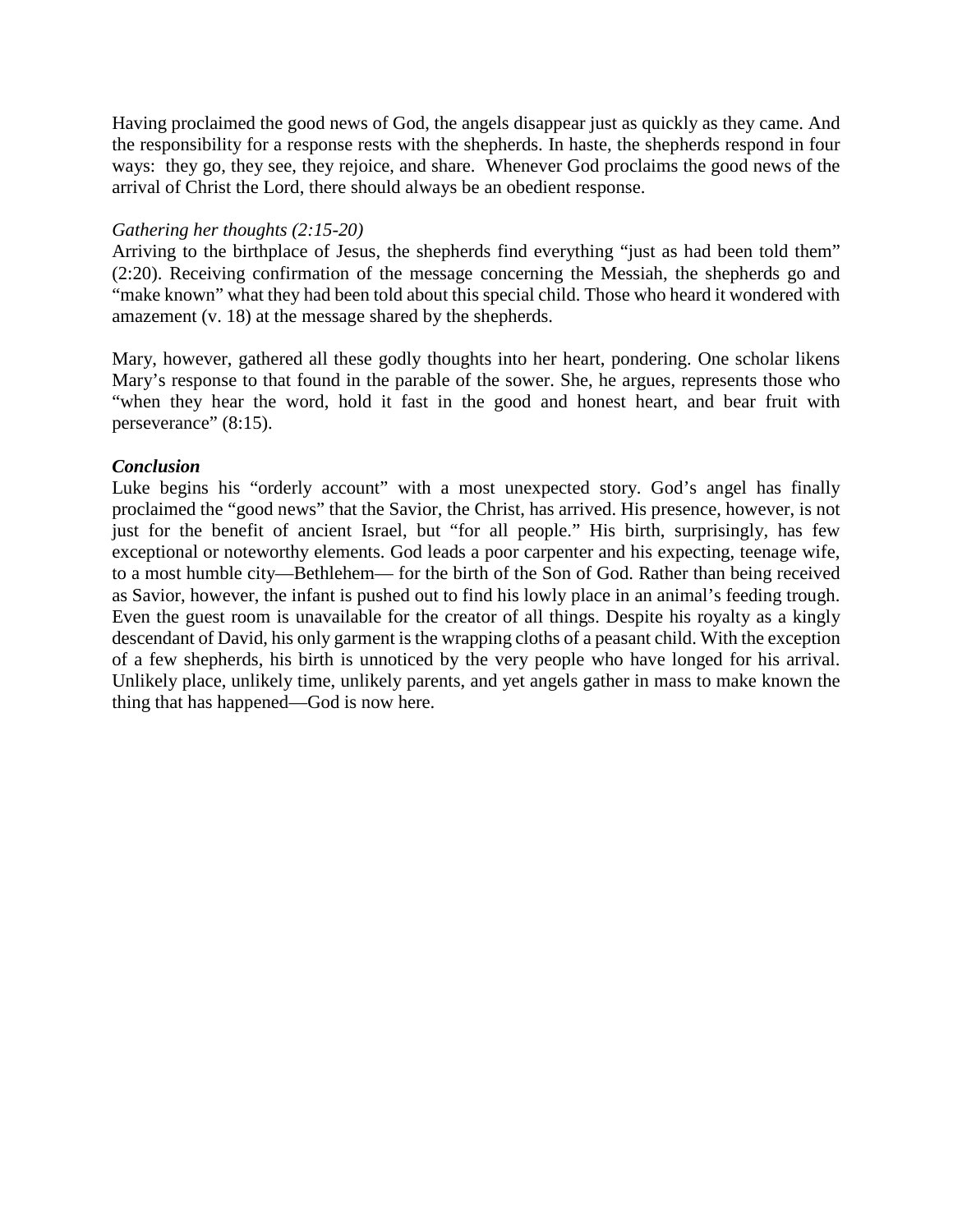Having proclaimed the good news of God, the angels disappear just as quickly as they came. And the responsibility for a response rests with the shepherds. In haste, the shepherds respond in four ways: they go, they see, they rejoice, and share. Whenever God proclaims the good news of the arrival of Christ the Lord, there should always be an obedient response.

*Gathering her thoughts (2:15-20)*

Arriving to the birthplace of Jesus, the shepherds find everything "just as had been told them" (2:20). Receiving confirmation of the message concerning the Messiah, the shepherds go and "make known" what they had been told about this special child. Those who heard it wondered with amazement (v. 18) at the message shared by the shepherds.

Mary, however, gathered all these godly thoughts into her heart, pondering. One scholar likens Mary's response to that found in the parable of the sower. She, he argues, represents those who "when they hear the word, hold it fast in the good and honest heart, and bear fruit with perseverance" (8:15).

***Conclusion***

Luke begins his "orderly account" with a most unexpected story. God's angel has finally proclaimed the "good news" that the Savior, the Christ, has arrived. His presence, however, is not just for the benefit of ancient Israel, but "for all people." His birth, surprisingly, has few exceptional or noteworthy elements. God leads a poor carpenter and his expecting, teenage wife, to a most humble city—Bethlehem— for the birth of the Son of God. Rather than being received as Savior, however, the infant is pushed out to find his lowly place in an animal's feeding trough. Even the guest room is unavailable for the creator of all things. Despite his royalty as a kingly descendant of David, his only garment is the wrapping cloths of a peasant child. With the exception of a few shepherds, his birth is unnoticed by the very people who have longed for his arrival. Unlikely place, unlikely time, unlikely parents, and yet angels gather in mass to make known the thing that has happened—God is now here.